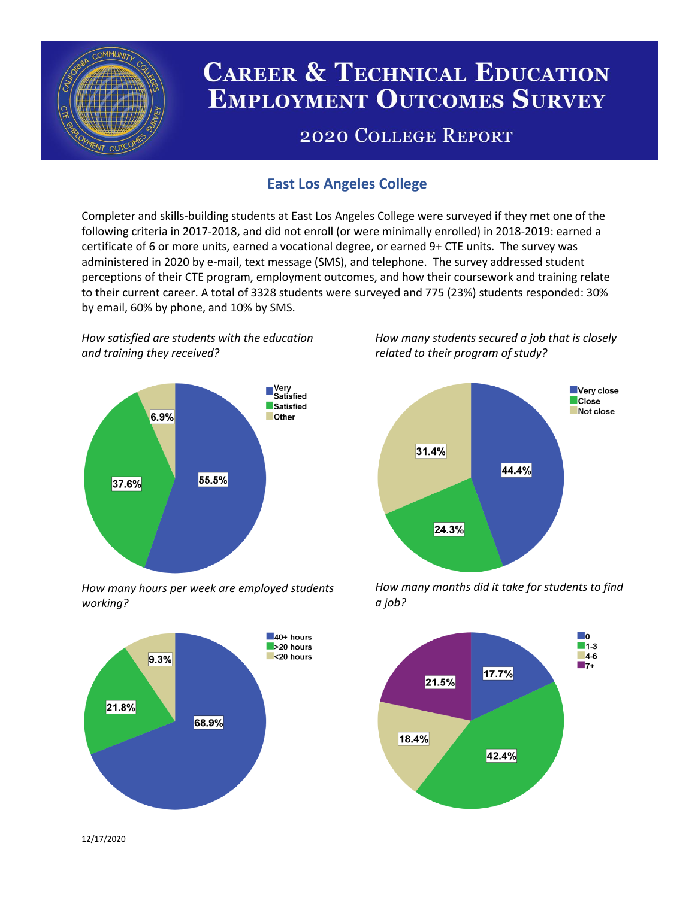# Career & Technical Education Employment Outcomes Survey

## 2020 College Report

### East Los Angeles College

Completer and skills-building students at East Los Angeles College were surveyed if they met one of the following criteria in 2017-2018, and did not enroll (or were minimally enrolled) in 2018-2019: earned a certificate of 6 or more units, earned a vocational degree, or earned 9+ CTE units. The survey was administered in 2020 by e-mail, text message (SMS), and telephone. The survey addressed student perceptions of their CTE program, employment outcomes, and how their coursework and training relate to their current career. A total of 3328 students were surveyed and 775 (23%) students responded: 30% by email, 60% by phone, and 10% by SMS.

*How satisfied are students with the education and training they received?*

| Response | Percent |
| --- | --- |
| Very Satisfied | 55.5% |
| Satisfied | 37.6% |
| Other | 6.9% |

*How many students secured a job that is closely related to their program of study?*

| Response | Percent |
| --- | --- |
| Very close | 44.4% |
| Close | 24.3% |
| Not close | 31.4% |

*How many hours per week are employed students working?*

| Response | Percent |
| --- | --- |
| 40+ hours | 68.9% |
| >20 hours | 21.8% |
| <20 hours | 9.3% |

*How many months did it take for students to find a job?*

| Response | Percent |
| --- | --- |
| 0 | 17.7% |
| 1-3 | 42.4% |
| 4-6 | 18.4% |
| 7+ | 21.5% |

12/17/2020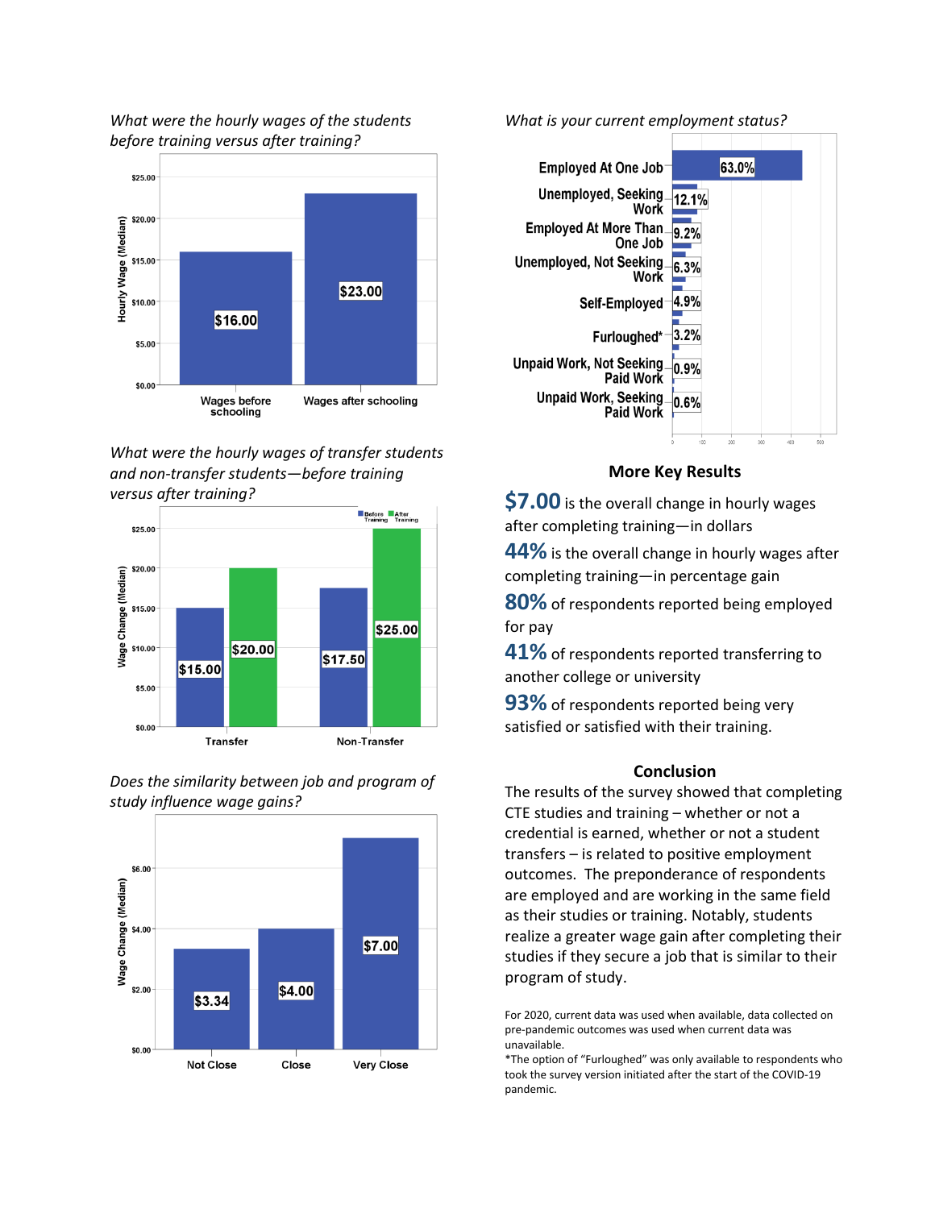*What were the hourly wages of the students before training versus after training?*

Hourly Wage (Median)

$25.00
$20.00
$15.00
$10.00
$5.00
$0.00

$16.00
$23.00

Wages before schooling
Wages after schooling

*What were the hourly wages of transfer students and non-transfer students—before training versus after training?*

Before Training
After Training

Wage Change (Median)

$25.00
$20.00
$15.00
$10.00
$5.00
$0.00

$15.00
$20.00
$17.50
$25.00

Transfer
Non-Transfer

*Does the similarity between job and program of study influence wage gains?*

Wage Change (Median)

$6.00
$4.00
$2.00
$0.00

$3.34
$4.00
$7.00

Not Close
Close
Very Close

*What is your current employment status?*

Employed At One Job 63.0%
Unemployed, Seeking Work 12.1%
Employed At More Than One Job 9.2%
Unemployed, Not Seeking Work 6.3%
Self-Employed 4.9%
Furloughed* 3.2%
Unpaid Work, Not Seeking Paid Work 0.9%
Unpaid Work, Seeking Paid Work 0.6%

0 100 200 300 400 500

## More Key Results

**$7.00** is the overall change in hourly wages after completing training—in dollars

**44%** is the overall change in hourly wages after completing training—in percentage gain

**80%** of respondents reported being employed for pay

**41%** of respondents reported transferring to another college or university

**93%** of respondents reported being very satisfied or satisfied with their training.

## Conclusion

The results of the survey showed that completing CTE studies and training – whether or not a credential is earned, whether or not a student transfers – is related to positive employment outcomes. The preponderance of respondents are employed and are working in the same field as their studies or training. Notably, students realize a greater wage gain after completing their studies if they secure a job that is similar to their program of study.

For 2020, current data was used when available, data collected on pre-pandemic outcomes was used when current data was unavailable.

*The option of "Furloughed" was only available to respondents who took the survey version initiated after the start of the COVID-19 pandemic.